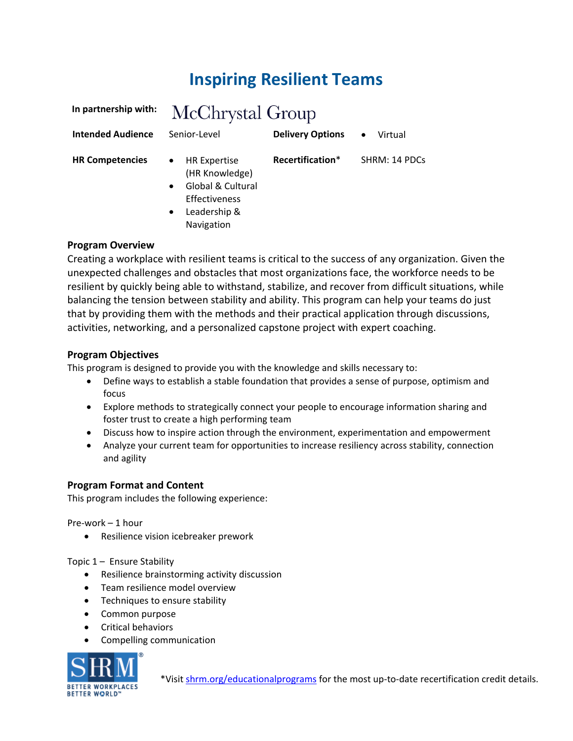# Inspiring Resilient Teams

| | | | |
|---|---|---|---|
| **In partnership with:** | McChrystal Group | | |
| **Intended Audience** | Senior-Level | **Delivery Options** | • Virtual |
| **HR Competencies** | • HR Expertise (HR Knowledge)<br>• Global & Cultural Effectiveness<br>• Leadership & Navigation | **Recertification*** | SHRM: 14 PDCs |

**Program Overview**

Creating a workplace with resilient teams is critical to the success of any organization. Given the unexpected challenges and obstacles that most organizations face, the workforce needs to be resilient by quickly being able to withstand, stabilize, and recover from difficult situations, while balancing the tension between stability and ability. This program can help your teams do just that by providing them with the methods and their practical application through discussions, activities, networking, and a personalized capstone project with expert coaching.

**Program Objectives**

This program is designed to provide you with the knowledge and skills necessary to:

- Define ways to establish a stable foundation that provides a sense of purpose, optimism and focus
- Explore methods to strategically connect your people to encourage information sharing and foster trust to create a high performing team
- Discuss how to inspire action through the environment, experimentation and empowerment
- Analyze your current team for opportunities to increase resiliency across stability, connection and agility

**Program Format and Content**

This program includes the following experience:

Pre-work – 1 hour

- Resilience vision icebreaker prework

Topic 1 – Ensure Stability

- Resilience brainstorming activity discussion
- Team resilience model overview
- Techniques to ensure stability
- Common purpose
- Critical behaviors
- Compelling communication

*Visit shrm.org/educationalprograms for the most up-to-date recertification credit details.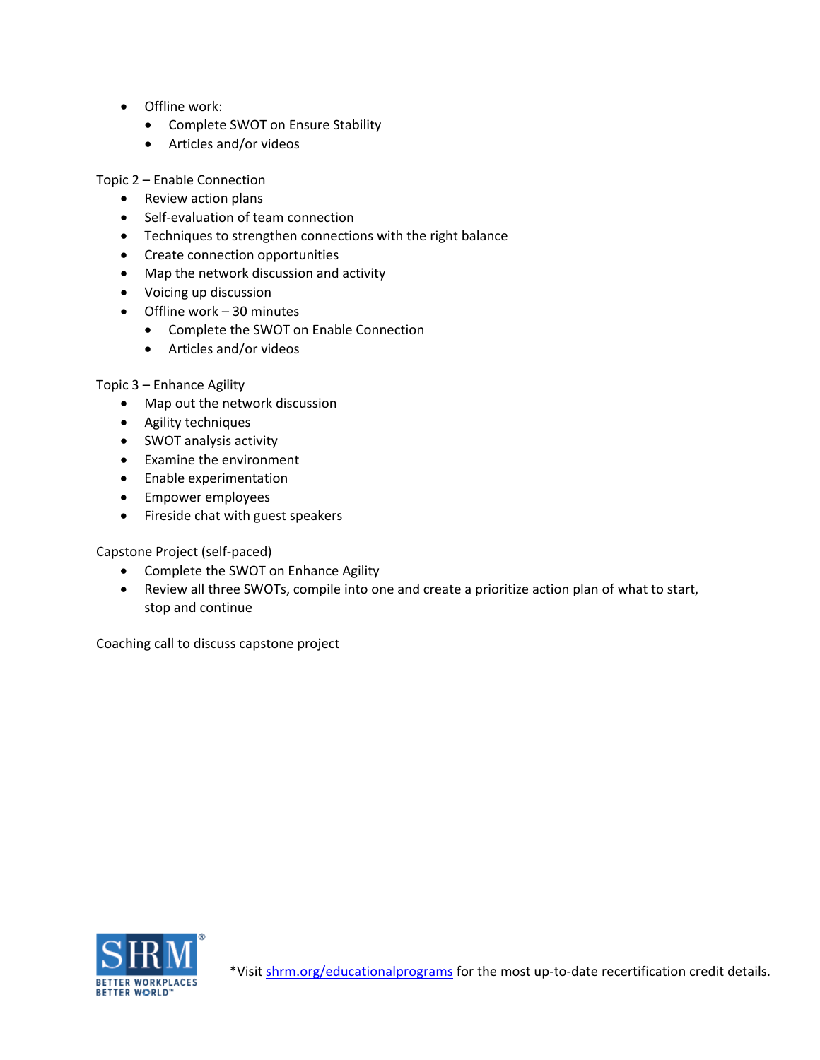- Offline work:
  - Complete SWOT on Ensure Stability
  - Articles and/or videos

Topic 2 – Enable Connection

- Review action plans
- Self-evaluation of team connection
- Techniques to strengthen connections with the right balance
- Create connection opportunities
- Map the network discussion and activity
- Voicing up discussion
- Offline work – 30 minutes
  - Complete the SWOT on Enable Connection
  - Articles and/or videos

Topic 3 – Enhance Agility

- Map out the network discussion
- Agility techniques
- SWOT analysis activity
- Examine the environment
- Enable experimentation
- Empower employees
- Fireside chat with guest speakers

Capstone Project (self-paced)

- Complete the SWOT on Enhance Agility
- Review all three SWOTs, compile into one and create a prioritize action plan of what to start, stop and continue

Coaching call to discuss capstone project

*Visit [shrm.org/educationalprograms](https://shrm.org/educationalprograms) for the most up-to-date recertification credit details.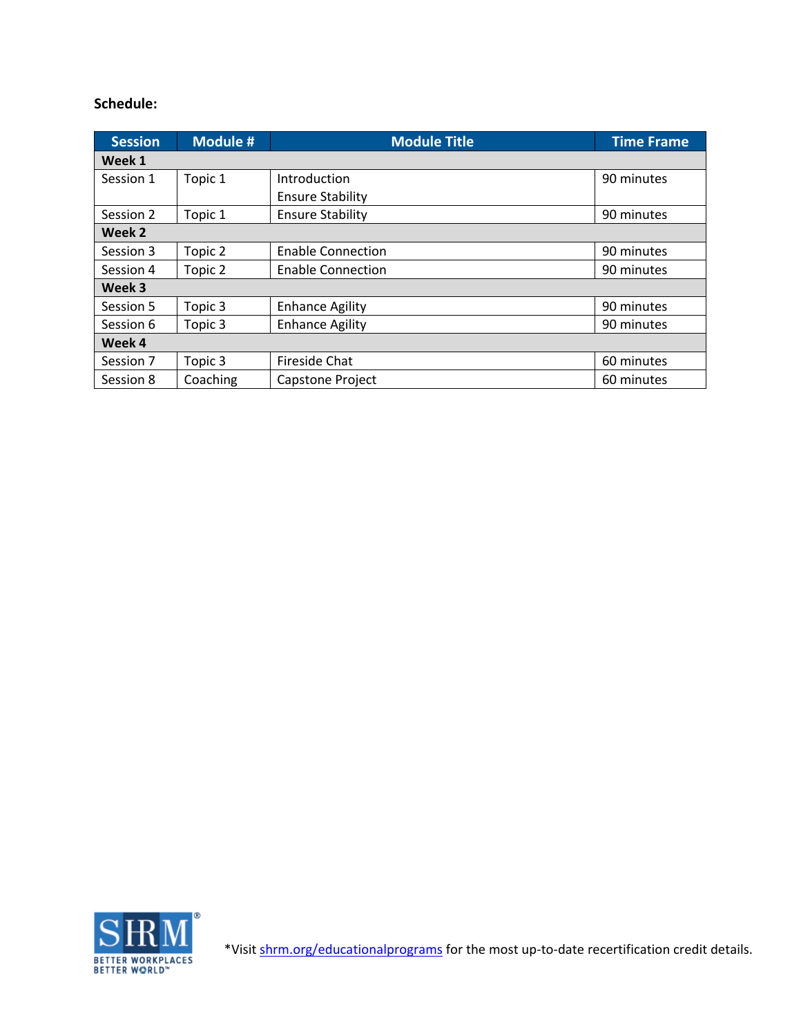**Schedule:**

| Session | Module # | Module Title | Time Frame |
|---|---|---|---|
| **Week 1** | | | |
| Session 1 | Topic 1 | Introduction<br>Ensure Stability | 90 minutes |
| Session 2 | Topic 1 | Ensure Stability | 90 minutes |
| **Week 2** | | | |
| Session 3 | Topic 2 | Enable Connection | 90 minutes |
| Session 4 | Topic 2 | Enable Connection | 90 minutes |
| **Week 3** | | | |
| Session 5 | Topic 3 | Enhance Agility | 90 minutes |
| Session 6 | Topic 3 | Enhance Agility | 90 minutes |
| **Week 4** | | | |
| Session 7 | Topic 3 | Fireside Chat | 60 minutes |
| Session 8 | Coaching | Capstone Project | 60 minutes |

SHRM BETTER WORKPLACES BETTER WORLD™

*Visit shrm.org/educationalprograms for the most up-to-date recertification credit details.